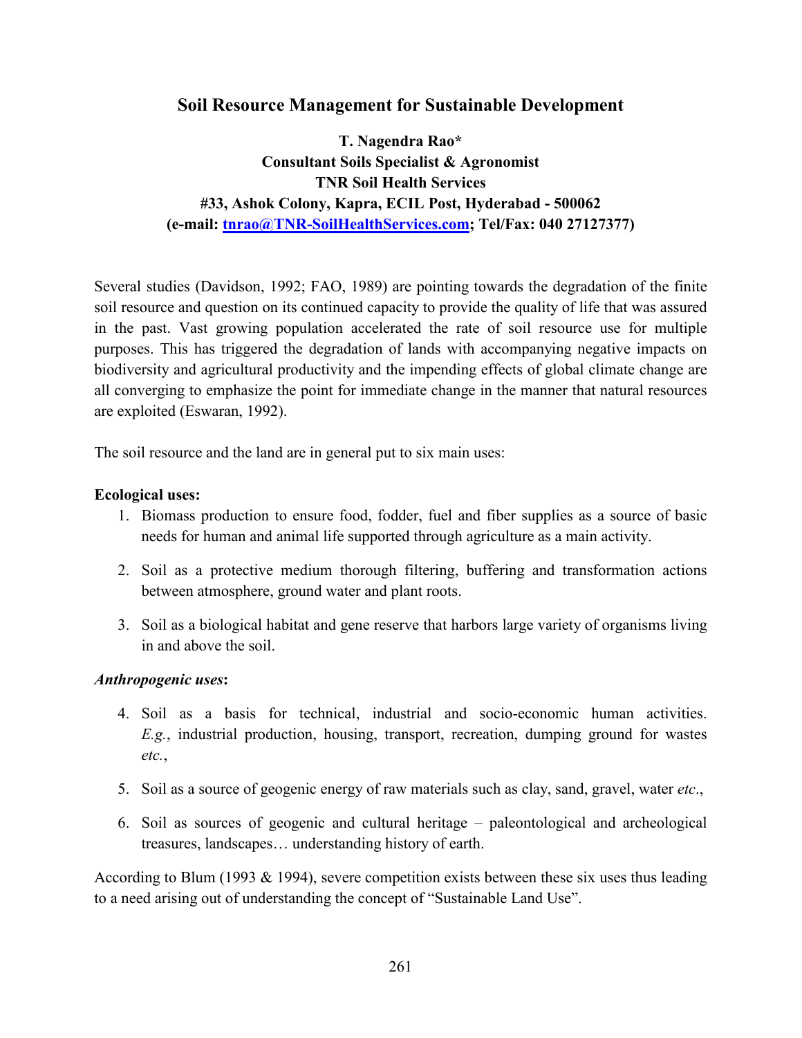# Soil Resource Management for Sustainable Development

**T. Nagendra Rao***
**Consultant Soils Specialist & Agronomist**
**TNR Soil Health Services**
**#33, Ashok Colony, Kapra, ECIL Post, Hyderabad - 500062**
**(e-mail: tnrao@TNR-SoilHealthServices.com; Tel/Fax: 040 27127377)**

Several studies (Davidson, 1992; FAO, 1989) are pointing towards the degradation of the finite soil resource and question on its continued capacity to provide the quality of life that was assured in the past. Vast growing population accelerated the rate of soil resource use for multiple purposes. This has triggered the degradation of lands with accompanying negative impacts on biodiversity and agricultural productivity and the impending effects of global climate change are all converging to emphasize the point for immediate change in the manner that natural resources are exploited (Eswaran, 1992).

The soil resource and the land are in general put to six main uses:

**Ecological uses:**

1. Biomass production to ensure food, fodder, fuel and fiber supplies as a source of basic needs for human and animal life supported through agriculture as a main activity.

2. Soil as a protective medium thorough filtering, buffering and transformation actions between atmosphere, ground water and plant roots.

3. Soil as a biological habitat and gene reserve that harbors large variety of organisms living in and above the soil.

***Anthropogenic uses*:**

4. Soil as a basis for technical, industrial and socio-economic human activities. *E.g.*, industrial production, housing, transport, recreation, dumping ground for wastes *etc.*,

5. Soil as a source of geogenic energy of raw materials such as clay, sand, gravel, water *etc*.,

6. Soil as sources of geogenic and cultural heritage – paleontological and archeological treasures, landscapes… understanding history of earth.

According to Blum (1993 & 1994), severe competition exists between these six uses thus leading to a need arising out of understanding the concept of "Sustainable Land Use".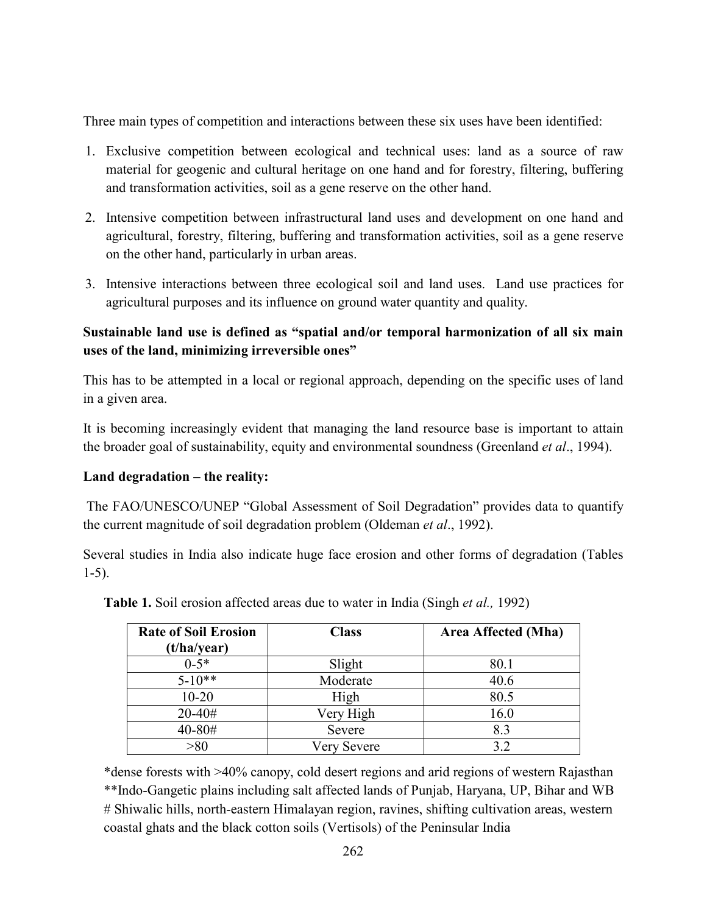Three main types of competition and interactions between these six uses have been identified:

1. Exclusive competition between ecological and technical uses: land as a source of raw material for geogenic and cultural heritage on one hand and for forestry, filtering, buffering and transformation activities, soil as a gene reserve on the other hand.

2. Intensive competition between infrastructural land uses and development on one hand and agricultural, forestry, filtering, buffering and transformation activities, soil as a gene reserve on the other hand, particularly in urban areas.

3. Intensive interactions between three ecological soil and land uses. Land use practices for agricultural purposes and its influence on ground water quantity and quality.

**Sustainable land use is defined as "spatial and/or temporal harmonization of all six main uses of the land, minimizing irreversible ones"**

This has to be attempted in a local or regional approach, depending on the specific uses of land in a given area.

It is becoming increasingly evident that managing the land resource base is important to attain the broader goal of sustainability, equity and environmental soundness (Greenland *et al*., 1994).

**Land degradation – the reality:**

The FAO/UNESCO/UNEP "Global Assessment of Soil Degradation" provides data to quantify the current magnitude of soil degradation problem (Oldeman *et al*., 1992).

Several studies in India also indicate huge face erosion and other forms of degradation (Tables 1-5).

**Table 1.** Soil erosion affected areas due to water in India (Singh *et al.,* 1992)

| Rate of Soil Erosion (t/ha/year) | Class | Area Affected (Mha) |
|---|---|---|
| 0-5* | Slight | 80.1 |
| 5-10** | Moderate | 40.6 |
| 10-20 | High | 80.5 |
| 20-40# | Very High | 16.0 |
| 40-80# | Severe | 8.3 |
| >80 | Very Severe | 3.2 |

*dense forests with >40% canopy, cold desert regions and arid regions of western Rajasthan
**Indo-Gangetic plains including salt affected lands of Punjab, Haryana, UP, Bihar and WB
# Shiwalic hills, north-eastern Himalayan region, ravines, shifting cultivation areas, western coastal ghats and the black cotton soils (Vertisols) of the Peninsular India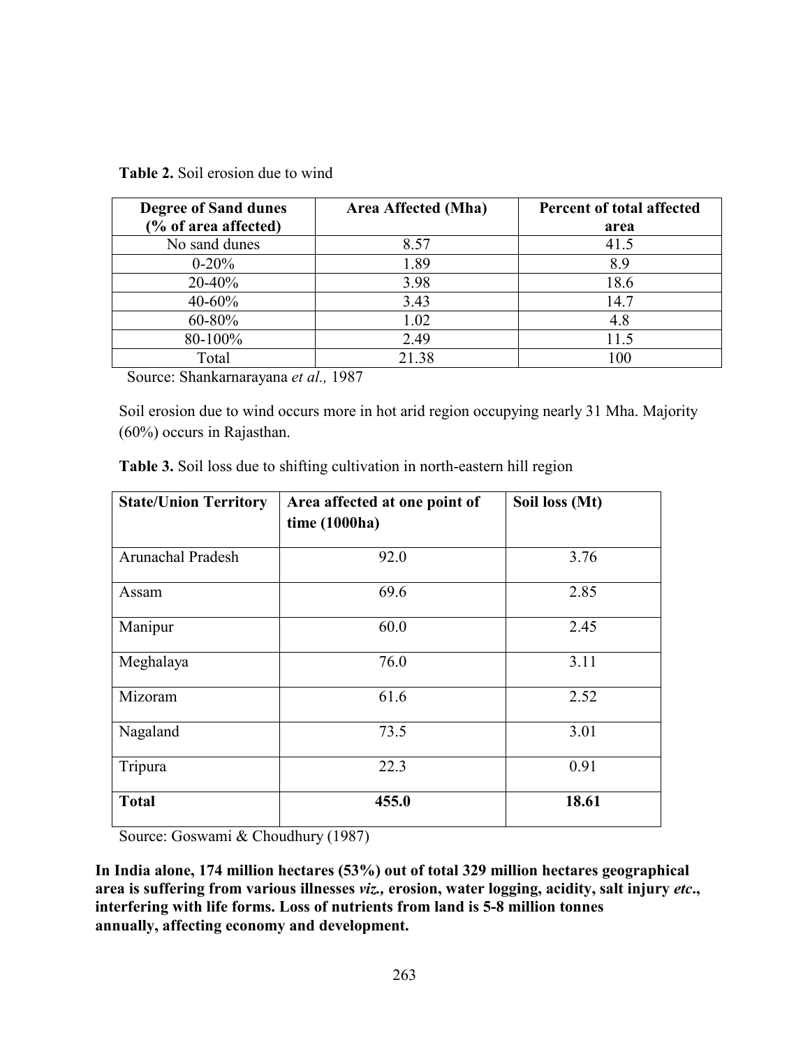**Table 2.** Soil erosion due to wind

| Degree of Sand dunes (% of area affected) | Area Affected (Mha) | Percent of total affected area |
|---|---|---|
| No sand dunes | 8.57 | 41.5 |
| 0-20% | 1.89 | 8.9 |
| 20-40% | 3.98 | 18.6 |
| 40-60% | 3.43 | 14.7 |
| 60-80% | 1.02 | 4.8 |
| 80-100% | 2.49 | 11.5 |
| Total | 21.38 | 100 |

Source: Shankarnarayana *et al.,* 1987

Soil erosion due to wind occurs more in hot arid region occupying nearly 31 Mha. Majority (60%) occurs in Rajasthan.

**Table 3.** Soil loss due to shifting cultivation in north-eastern hill region

| State/Union Territory | Area affected at one point of time (1000ha) | Soil loss (Mt) |
|---|---|---|
| Arunachal Pradesh | 92.0 | 3.76 |
| Assam | 69.6 | 2.85 |
| Manipur | 60.0 | 2.45 |
| Meghalaya | 76.0 | 3.11 |
| Mizoram | 61.6 | 2.52 |
| Nagaland | 73.5 | 3.01 |
| Tripura | 22.3 | 0.91 |
| **Total** | **455.0** | **18.61** |

Source: Goswami & Choudhury (1987)

**In India alone, 174 million hectares (53%) out of total 329 million hectares geographical area is suffering from various illnesses *viz.,* erosion, water logging, acidity, salt injury *etc*., interfering with life forms. Loss of nutrients from land is 5-8 million tonnes annually, affecting economy and development.**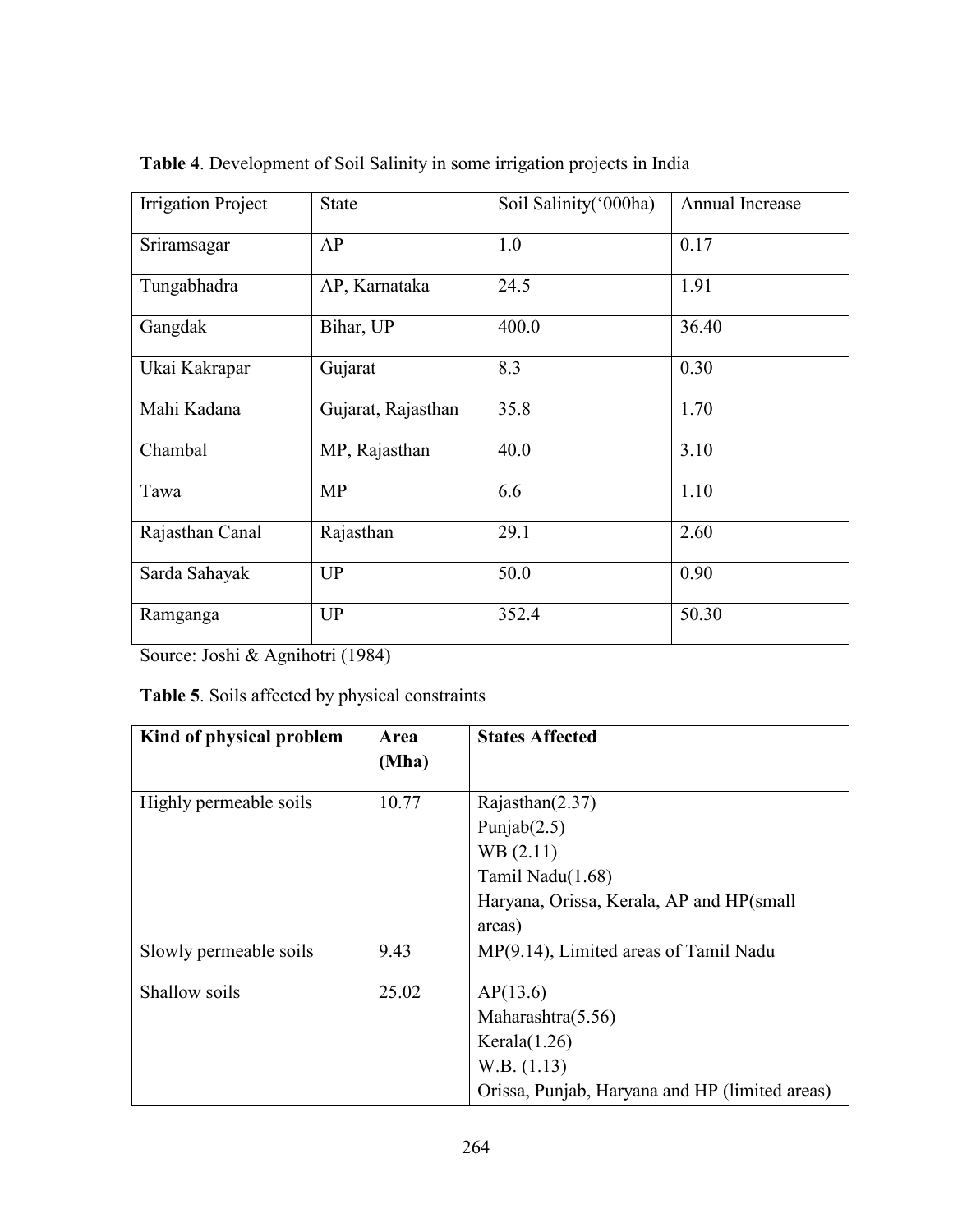**Table 4**. Development of Soil Salinity in some irrigation projects in India

| Irrigation Project | State | Soil Salinity('000ha) | Annual Increase |
|---|---|---|---|
| Sriramsagar | AP | 1.0 | 0.17 |
| Tungabhadra | AP, Karnataka | 24.5 | 1.91 |
| Gangdak | Bihar, UP | 400.0 | 36.40 |
| Ukai Kakrapar | Gujarat | 8.3 | 0.30 |
| Mahi Kadana | Gujarat, Rajasthan | 35.8 | 1.70 |
| Chambal | MP, Rajasthan | 40.0 | 3.10 |
| Tawa | MP | 6.6 | 1.10 |
| Rajasthan Canal | Rajasthan | 29.1 | 2.60 |
| Sarda Sahayak | UP | 50.0 | 0.90 |
| Ramganga | UP | 352.4 | 50.30 |

Source: Joshi & Agnihotri (1984)

**Table 5**. Soils affected by physical constraints

| Kind of physical problem | Area (Mha) | States Affected |
|---|---|---|
| Highly permeable soils | 10.77 | Rajasthan(2.37)<br>Punjab(2.5)<br>WB (2.11)<br>Tamil Nadu(1.68)<br>Haryana, Orissa, Kerala, AP and HP(small areas) |
| Slowly permeable soils | 9.43 | MP(9.14), Limited areas of Tamil Nadu |
| Shallow soils | 25.02 | AP(13.6)<br>Maharashtra(5.56)<br>Kerala(1.26)<br>W.B. (1.13)<br>Orissa, Punjab, Haryana and HP (limited areas) |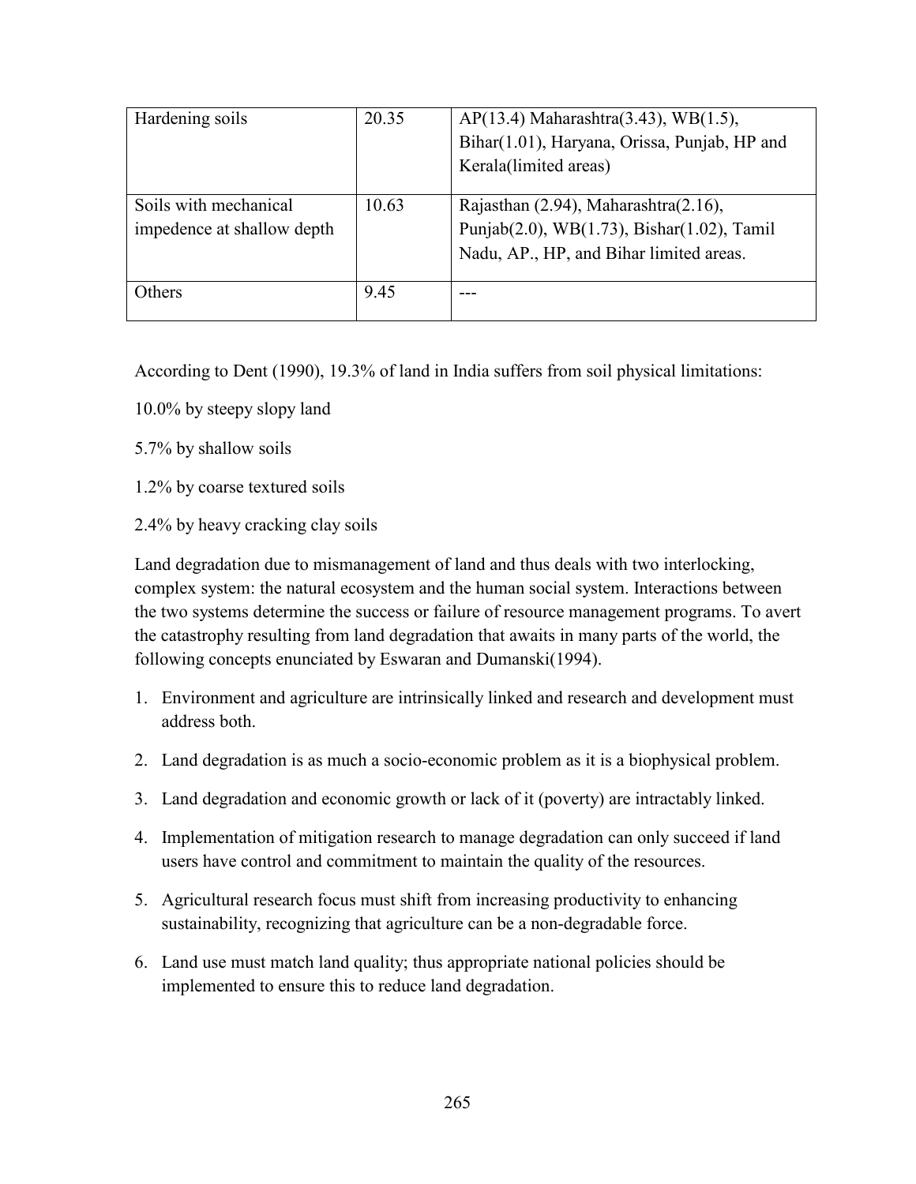| | | |
|---|---|---|
| Hardening soils | 20.35 | AP(13.4) Maharashtra(3.43), WB(1.5), Bihar(1.01), Haryana, Orissa, Punjab, HP and Kerala(limited areas) |
| Soils with mechanical impedence at shallow depth | 10.63 | Rajasthan (2.94), Maharashtra(2.16), Punjab(2.0), WB(1.73), Bishar(1.02), Tamil Nadu, AP., HP, and Bihar limited areas. |
| Others | 9.45 | --- |

According to Dent (1990), 19.3% of land in India suffers from soil physical limitations:

10.0% by steepy slopy land

5.7% by shallow soils

1.2% by coarse textured soils

2.4% by heavy cracking clay soils

Land degradation due to mismanagement of land and thus deals with two interlocking, complex system: the natural ecosystem and the human social system. Interactions between the two systems determine the success or failure of resource management programs. To avert the catastrophy resulting from land degradation that awaits in many parts of the world, the following concepts enunciated by Eswaran and Dumanski(1994).

1. Environment and agriculture are intrinsically linked and research and development must address both.
2. Land degradation is as much a socio-economic problem as it is a biophysical problem.
3. Land degradation and economic growth or lack of it (poverty) are intractably linked.
4. Implementation of mitigation research to manage degradation can only succeed if land users have control and commitment to maintain the quality of the resources.
5. Agricultural research focus must shift from increasing productivity to enhancing sustainability, recognizing that agriculture can be a non-degradable force.
6. Land use must match land quality; thus appropriate national policies should be implemented to ensure this to reduce land degradation.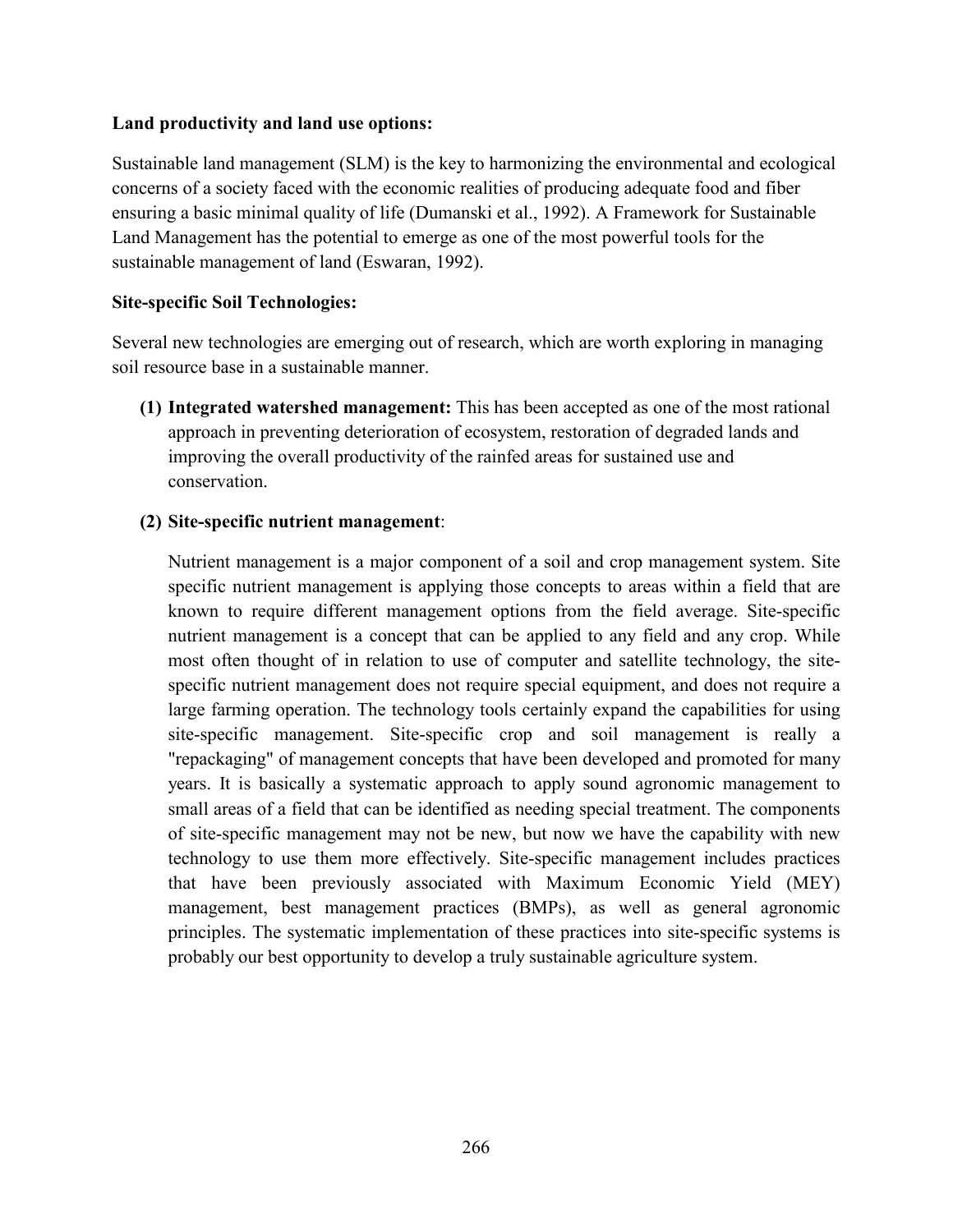**Land productivity and land use options:**

Sustainable land management (SLM) is the key to harmonizing the environmental and ecological concerns of a society faced with the economic realities of producing adequate food and fiber ensuring a basic minimal quality of life (Dumanski et al., 1992). A Framework for Sustainable Land Management has the potential to emerge as one of the most powerful tools for the sustainable management of land (Eswaran, 1992).

**Site-specific Soil Technologies:**

Several new technologies are emerging out of research, which are worth exploring in managing soil resource base in a sustainable manner.

**(1) Integrated watershed management:** This has been accepted as one of the most rational approach in preventing deterioration of ecosystem, restoration of degraded lands and improving the overall productivity of the rainfed areas for sustained use and conservation.

**(2) Site-specific nutrient management**:

Nutrient management is a major component of a soil and crop management system. Site specific nutrient management is applying those concepts to areas within a field that are known to require different management options from the field average. Site-specific nutrient management is a concept that can be applied to any field and any crop. While most often thought of in relation to use of computer and satellite technology, the site-specific nutrient management does not require special equipment, and does not require a large farming operation. The technology tools certainly expand the capabilities for using site-specific management. Site-specific crop and soil management is really a "repackaging" of management concepts that have been developed and promoted for many years. It is basically a systematic approach to apply sound agronomic management to small areas of a field that can be identified as needing special treatment. The components of site-specific management may not be new, but now we have the capability with new technology to use them more effectively. Site-specific management includes practices that have been previously associated with Maximum Economic Yield (MEY) management, best management practices (BMPs), as well as general agronomic principles. The systematic implementation of these practices into site-specific systems is probably our best opportunity to develop a truly sustainable agriculture system.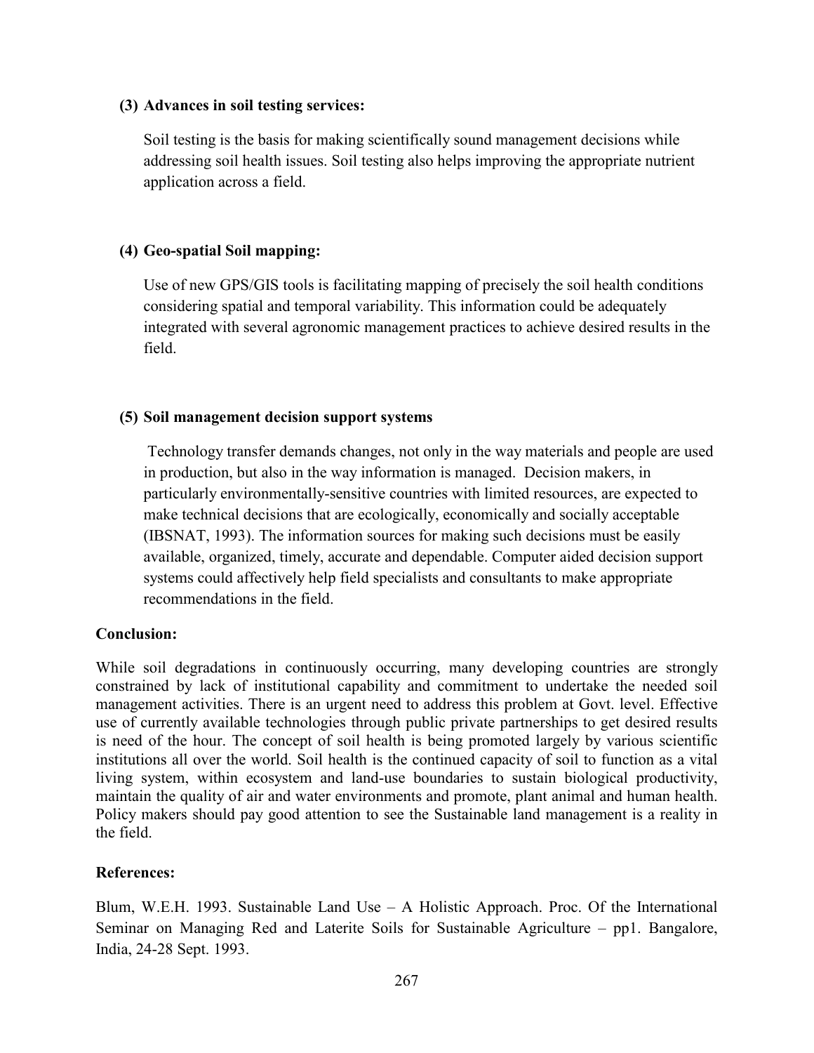**(3) Advances in soil testing services:**

Soil testing is the basis for making scientifically sound management decisions while addressing soil health issues. Soil testing also helps improving the appropriate nutrient application across a field.

**(4) Geo-spatial Soil mapping:**

Use of new GPS/GIS tools is facilitating mapping of precisely the soil health conditions considering spatial and temporal variability. This information could be adequately integrated with several agronomic management practices to achieve desired results in the field.

**(5) Soil management decision support systems**

Technology transfer demands changes, not only in the way materials and people are used in production, but also in the way information is managed. Decision makers, in particularly environmentally-sensitive countries with limited resources, are expected to make technical decisions that are ecologically, economically and socially acceptable (IBSNAT, 1993). The information sources for making such decisions must be easily available, organized, timely, accurate and dependable. Computer aided decision support systems could affectively help field specialists and consultants to make appropriate recommendations in the field.

**Conclusion:**

While soil degradations in continuously occurring, many developing countries are strongly constrained by lack of institutional capability and commitment to undertake the needed soil management activities. There is an urgent need to address this problem at Govt. level. Effective use of currently available technologies through public private partnerships to get desired results is need of the hour. The concept of soil health is being promoted largely by various scientific institutions all over the world. Soil health is the continued capacity of soil to function as a vital living system, within ecosystem and land-use boundaries to sustain biological productivity, maintain the quality of air and water environments and promote, plant animal and human health. Policy makers should pay good attention to see the Sustainable land management is a reality in the field.

**References:**

Blum, W.E.H. 1993. Sustainable Land Use – A Holistic Approach. Proc. Of the International Seminar on Managing Red and Laterite Soils for Sustainable Agriculture – pp1. Bangalore, India, 24-28 Sept. 1993.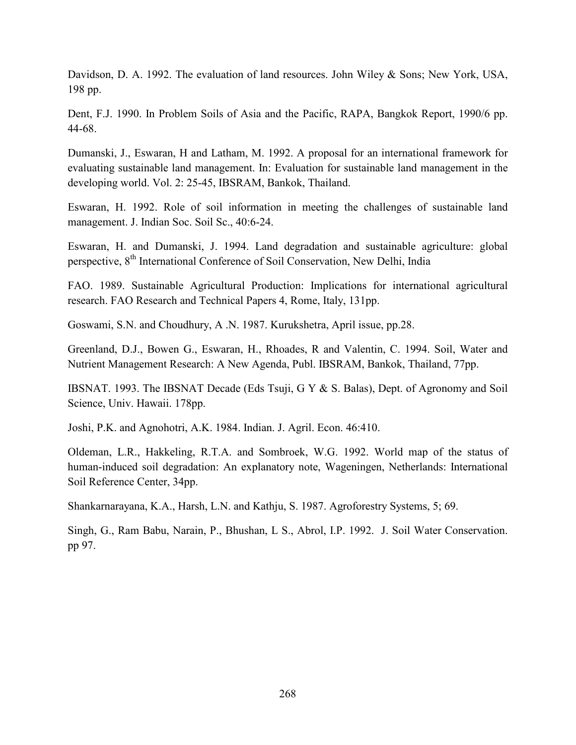Davidson, D. A. 1992. The evaluation of land resources. John Wiley & Sons; New York, USA, 198 pp.

Dent, F.J. 1990. In Problem Soils of Asia and the Pacific, RAPA, Bangkok Report, 1990/6 pp. 44-68.

Dumanski, J., Eswaran, H and Latham, M. 1992. A proposal for an international framework for evaluating sustainable land management. In: Evaluation for sustainable land management in the developing world. Vol. 2: 25-45, IBSRAM, Bankok, Thailand.

Eswaran, H. 1992. Role of soil information in meeting the challenges of sustainable land management. J. Indian Soc. Soil Sc., 40:6-24.

Eswaran, H. and Dumanski, J. 1994. Land degradation and sustainable agriculture: global perspective, 8th International Conference of Soil Conservation, New Delhi, India

FAO. 1989. Sustainable Agricultural Production: Implications for international agricultural research. FAO Research and Technical Papers 4, Rome, Italy, 131pp.

Goswami, S.N. and Choudhury, A .N. 1987. Kurukshetra, April issue, pp.28.

Greenland, D.J., Bowen G., Eswaran, H., Rhoades, R and Valentin, C. 1994. Soil, Water and Nutrient Management Research: A New Agenda, Publ. IBSRAM, Bankok, Thailand, 77pp.

IBSNAT. 1993. The IBSNAT Decade (Eds Tsuji, G Y & S. Balas), Dept. of Agronomy and Soil Science, Univ. Hawaii. 178pp.

Joshi, P.K. and Agnohotri, A.K. 1984. Indian. J. Agril. Econ. 46:410.

Oldeman, L.R., Hakkeling, R.T.A. and Sombroek, W.G. 1992. World map of the status of human-induced soil degradation: An explanatory note, Wageningen, Netherlands: International Soil Reference Center, 34pp.

Shankarnarayana, K.A., Harsh, L.N. and Kathju, S. 1987. Agroforestry Systems, 5; 69.

Singh, G., Ram Babu, Narain, P., Bhushan, L S., Abrol, I.P. 1992. J. Soil Water Conservation. pp 97.